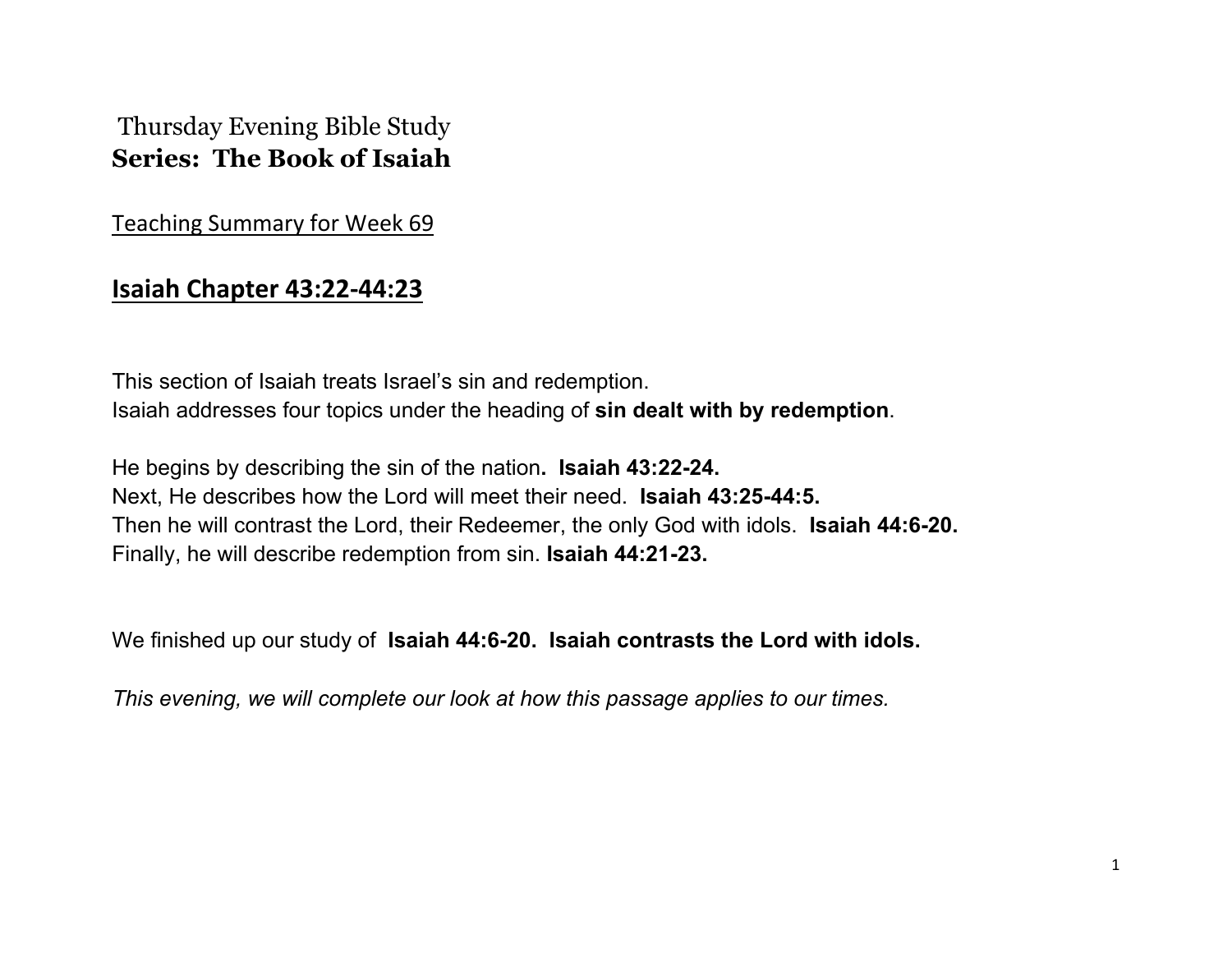Thursday Evening Bible Study

**Series: The Book of Isaiah**

Teaching Summary for Week 69

## Isaiah Chapter 43:22-44:23

This section of Isaiah treats Israel's sin and redemption.
Isaiah addresses four topics under the heading of **sin dealt with by redemption**.

He begins by describing the sin of the nation**. Isaiah 43:22-24.**
Next, He describes how the Lord will meet their need. **Isaiah 43:25-44:5.**
Then he will contrast the Lord, their Redeemer, the only God with idols. **Isaiah 44:6-20.**
Finally, he will describe redemption from sin. **Isaiah 44:21-23.**

We finished up our study of **Isaiah 44:6-20. Isaiah contrasts the Lord with idols.**

*This evening, we will complete our look at how this passage applies to our times.*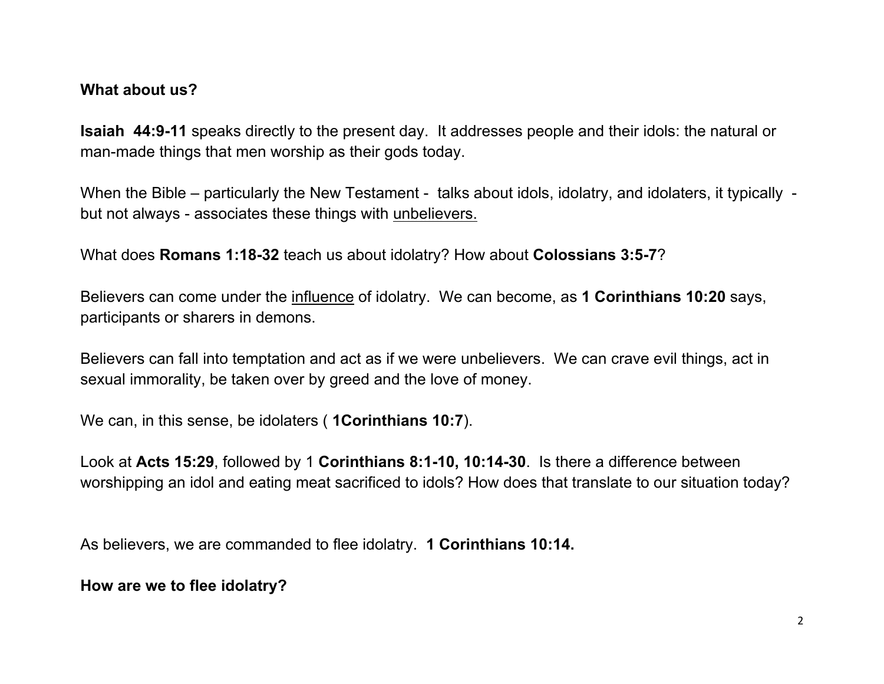**What about us?**

**Isaiah 44:9-11** speaks directly to the present day. It addresses people and their idols: the natural or man-made things that men worship as their gods today.

When the Bible – particularly the New Testament - talks about idols, idolatry, and idolaters, it typically - but not always - associates these things with <u>unbelievers.</u>

What does **Romans 1:18-32** teach us about idolatry? How about **Colossians 3:5-7**?

Believers can come under the <u>influence</u> of idolatry. We can become, as **1 Corinthians 10:20** says, participants or sharers in demons.

Believers can fall into temptation and act as if we were unbelievers. We can crave evil things, act in sexual immorality, be taken over by greed and the love of money.

We can, in this sense, be idolaters ( **1Corinthians 10:7**).

Look at **Acts 15:29**, followed by 1 **Corinthians 8:1-10, 10:14-30**. Is there a difference between worshipping an idol and eating meat sacrificed to idols? How does that translate to our situation today?

As believers, we are commanded to flee idolatry. **1 Corinthians 10:14.**

**How are we to flee idolatry?**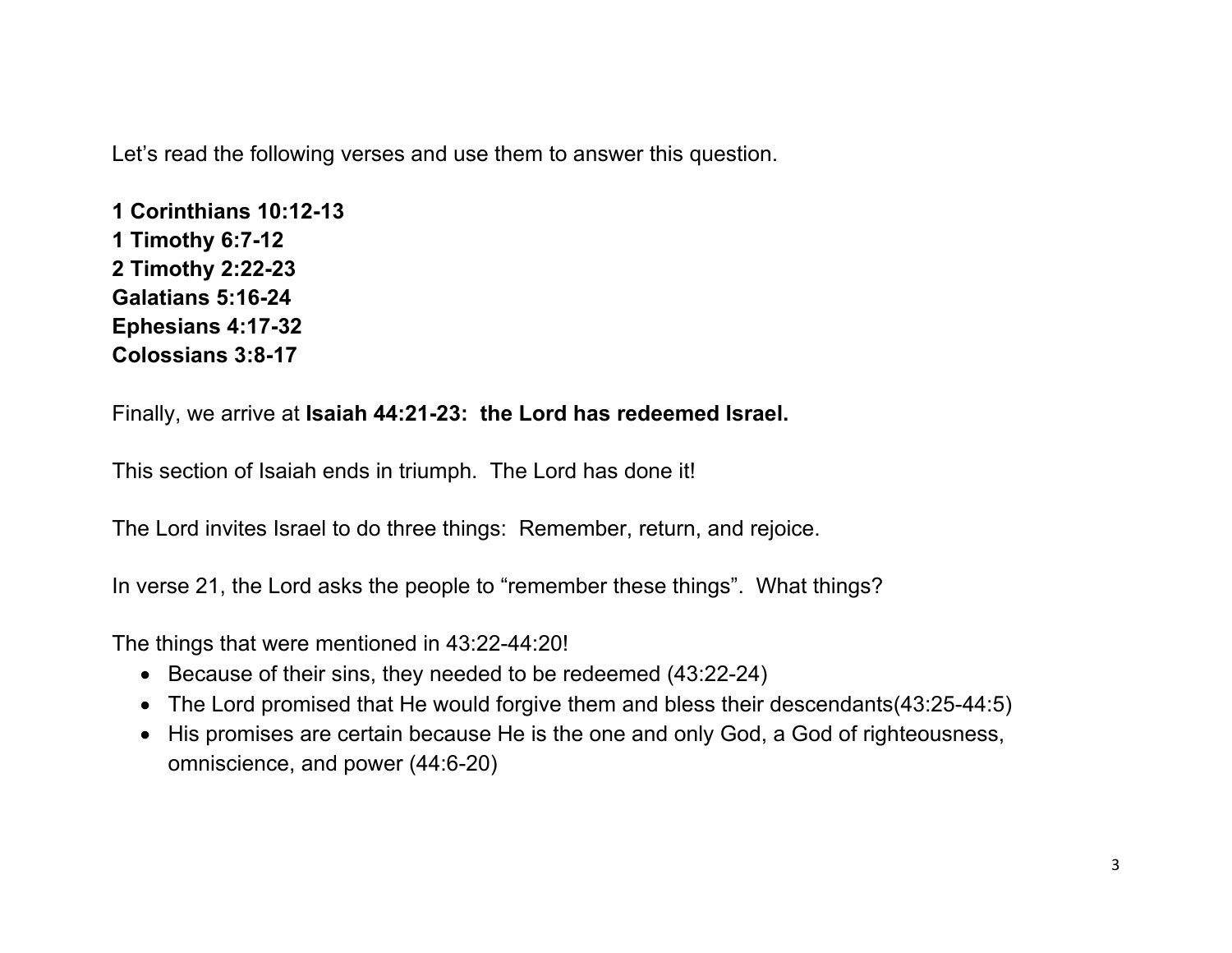Let’s read the following verses and use them to answer this question.

**1 Corinthians 10:12-13**
**1 Timothy 6:7-12**
**2 Timothy 2:22-23**
**Galatians 5:16-24**
**Ephesians 4:17-32**
**Colossians 3:8-17**

Finally, we arrive at **Isaiah 44:21-23: the Lord has redeemed Israel.**

This section of Isaiah ends in triumph. The Lord has done it!

The Lord invites Israel to do three things: Remember, return, and rejoice.

In verse 21, the Lord asks the people to “remember these things”. What things?

The things that were mentioned in 43:22-44:20!

- Because of their sins, they needed to be redeemed (43:22-24)
- The Lord promised that He would forgive them and bless their descendants(43:25-44:5)
- His promises are certain because He is the one and only God, a God of righteousness, omniscience, and power (44:6-20)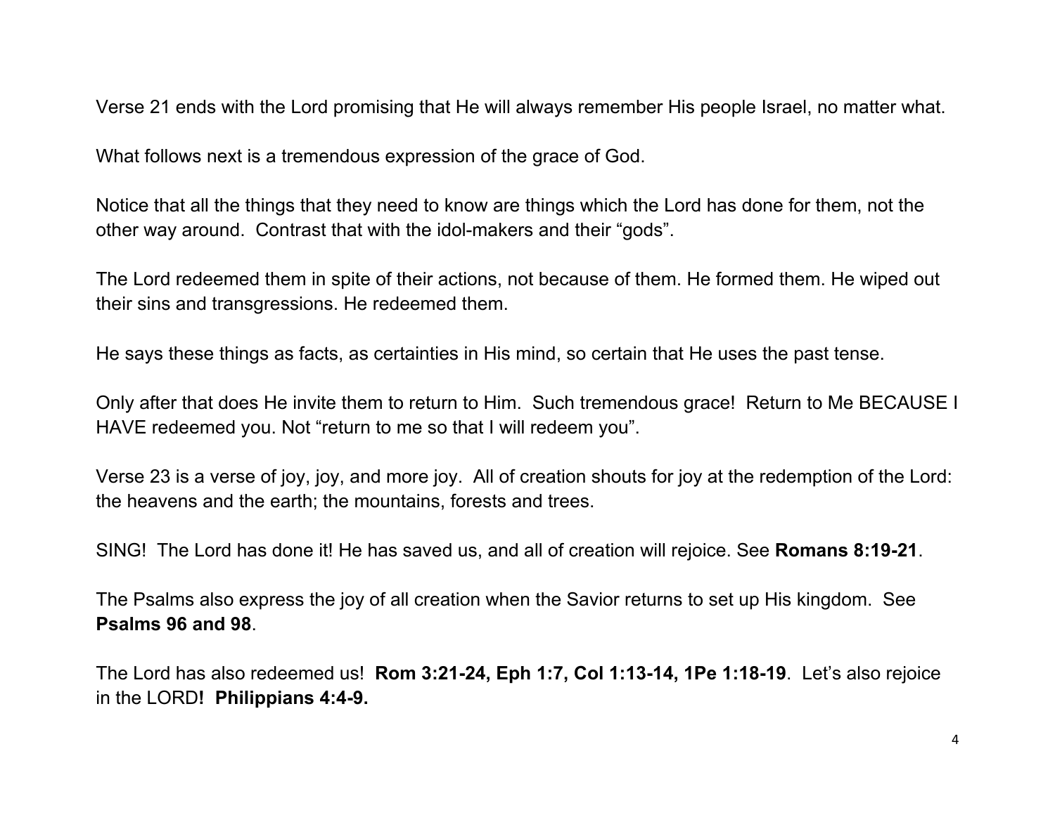Verse 21 ends with the Lord promising that He will always remember His people Israel, no matter what.

What follows next is a tremendous expression of the grace of God.

Notice that all the things that they need to know are things which the Lord has done for them, not the other way around. Contrast that with the idol-makers and their “gods”.

The Lord redeemed them in spite of their actions, not because of them. He formed them. He wiped out their sins and transgressions. He redeemed them.

He says these things as facts, as certainties in His mind, so certain that He uses the past tense.

Only after that does He invite them to return to Him. Such tremendous grace! Return to Me BECAUSE I HAVE redeemed you. Not “return to me so that I will redeem you”.

Verse 23 is a verse of joy, joy, and more joy. All of creation shouts for joy at the redemption of the Lord: the heavens and the earth; the mountains, forests and trees.

SING! The Lord has done it! He has saved us, and all of creation will rejoice. See **Romans 8:19-21**.

The Psalms also express the joy of all creation when the Savior returns to set up His kingdom. See **Psalms 96 and 98**.

The Lord has also redeemed us! **Rom 3:21-24, Eph 1:7, Col 1:13-14, 1Pe 1:18-19**. Let’s also rejoice in the LORD**! Philippians 4:4-9.**